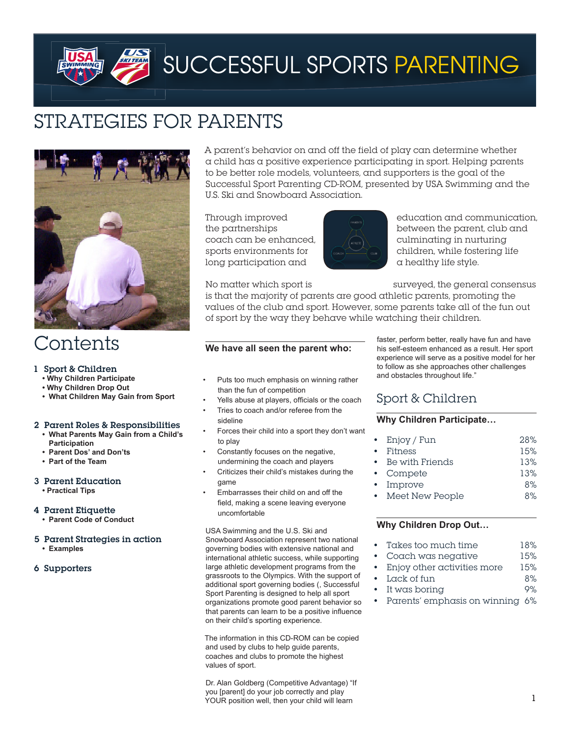# SUCCESSFUL SPORTS PARENTING

## STRATEGIES FOR PARENTS

A parent's behavior on and off the field of play can determine whether a child has a positive experience participating in sport. Helping parents to be better role models, volunteers, and supporters is the goal of the Successful Sport Parenting CD-ROM, presented by USA Swimming and the U.S. Ski and Snowboard Association.

Through improved education and communication, the partnerships between the parent, club and coach can be enhanced, culminating in nurturing sports environments for children, while fostering life long participation and a healthy life style.

No matter which sport is surveyed, the general consensus is that the majority of parents are good athletic parents, promoting the values of the club and sport. However, some parents take all of the fun out of sport by the way they behave while watching their children.

## Contents

1 **Sport & Children**
- **Why Children Participate**
- **Why Children Drop Out**
- **What Children May Gain from Sport**

2 **Parent Roles & Responsibilities**
- **What Parents May Gain from a Child's Participation**
- **Parent Dos' and Don'ts**
- **Part of the Team**

3 **Parent Education**
- **Practical Tips**

4 **Parent Etiquette**
- **Parent Code of Conduct**

5 **Parent Strategies in action**
- **Examples**

6 **Supporters**

### We have all seen the parent who:

- Puts too much emphasis on winning rather than the fun of competition
- Yells abuse at players, officials or the coach
- Tries to coach and/or referee from the sideline
- Forces their child into a sport they don't want to play
- Constantly focuses on the negative, undermining the coach and players
- Criticizes their child's mistakes during the game
- Embarrasses their child on and off the field, making a scene leaving everyone uncomfortable

USA Swimming and the U.S. Ski and Snowboard Association represent two national governing bodies with extensive national and international athletic success, while supporting large athletic development programs from the grassroots to the Olympics. With the support of additional sport governing bodies (, Successful Sport Parenting is designed to help all sport organizations promote good parent behavior so that parents can learn to be a positive influence on their child's sporting experience.

The information in this CD-ROM can be copied and used by clubs to help guide parents, coaches and clubs to promote the highest values of sport.

Dr. Alan Goldberg (Competitive Advantage) "If you [parent] do your job correctly and play YOUR position well, then your child will learn faster, perform better, really have fun and have his self-esteem enhanced as a result. Her sport experience will serve as a positive model for her to follow as she approaches other challenges and obstacles throughout life."

## Sport & Children

### Why Children Participate…

- Enjoy / Fun 28%
- Fitness 15%
- Be with Friends 13%
- Compete 13%
- Improve 8%
- Meet New People 8%

### Why Children Drop Out…

- Takes too much time 18%
- Coach was negative 15%
- Enjoy other activities more 15%
- Lack of fun 8%
- It was boring 9%
- Parents' emphasis on winning 6%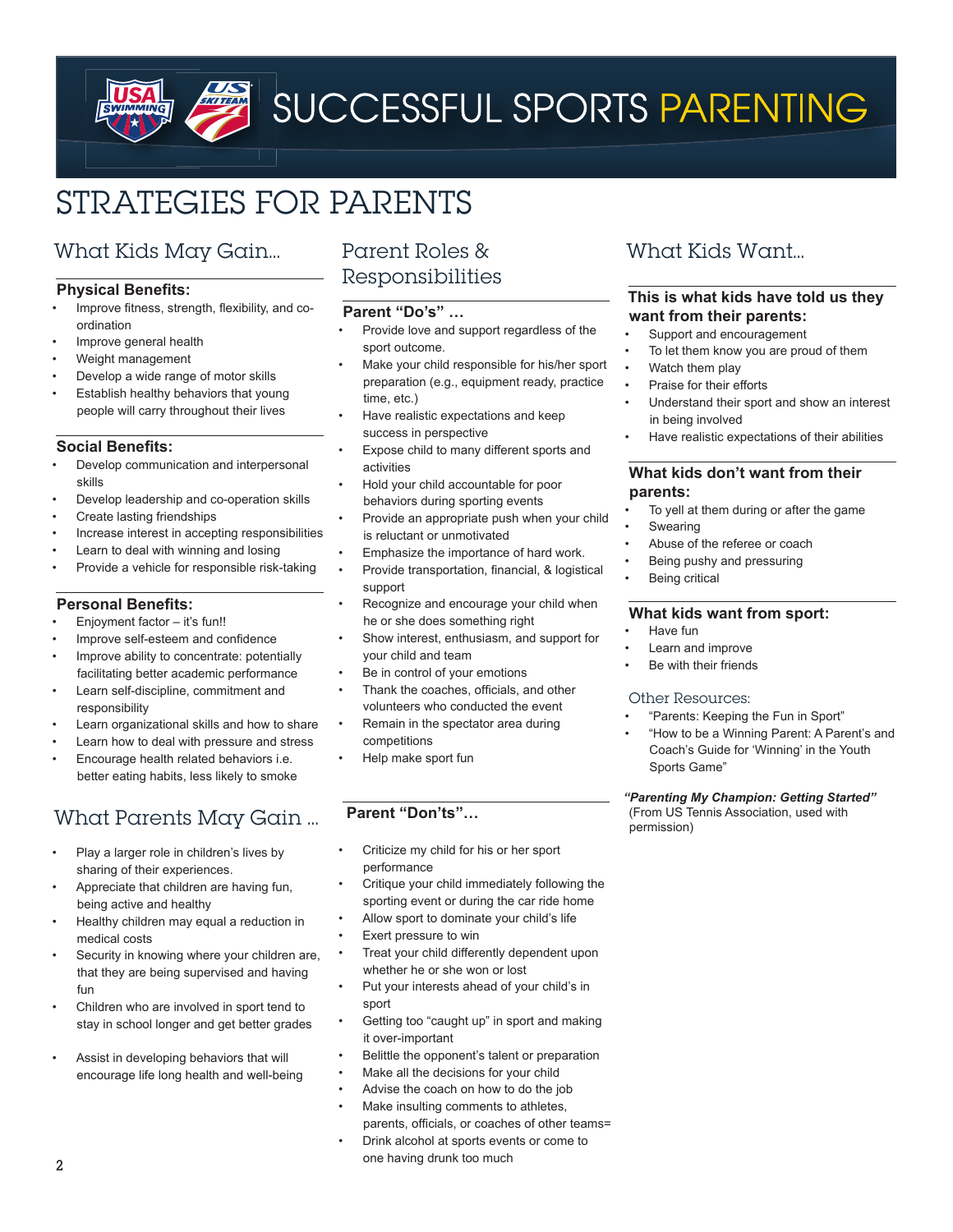# SUCCESSFUL SPORTS PARENTING

# STRATEGIES FOR PARENTS

## What Kids May Gain...

### Physical Benefits:

- Improve fitness, strength, flexibility, and co-ordination
- Improve general health
- Weight management
- Develop a wide range of motor skills
- Establish healthy behaviors that young people will carry throughout their lives

### Social Benefits:

- Develop communication and interpersonal skills
- Develop leadership and co-operation skills
- Create lasting friendships
- Increase interest in accepting responsibilities
- Learn to deal with winning and losing
- Provide a vehicle for responsible risk-taking

### Personal Benefits:

- Enjoyment factor – it's fun!!
- Improve self-esteem and confidence
- Improve ability to concentrate: potentially facilitating better academic performance
- Learn self-discipline, commitment and responsibility
- Learn organizational skills and how to share
- Learn how to deal with pressure and stress
- Encourage health related behaviors i.e. better eating habits, less likely to smoke

## What Parents May Gain ...

- Play a larger role in children's lives by sharing of their experiences.
- Appreciate that children are having fun, being active and healthy
- Healthy children may equal a reduction in medical costs
- Security in knowing where your children are, that they are being supervised and having fun
- Children who are involved in sport tend to stay in school longer and get better grades
- Assist in developing behaviors that will encourage life long health and well-being

## Parent Roles & Responsibilities

### Parent "Do's" …

- Provide love and support regardless of the sport outcome.
- Make your child responsible for his/her sport preparation (e.g., equipment ready, practice time, etc.)
- Have realistic expectations and keep success in perspective
- Expose child to many different sports and activities
- Hold your child accountable for poor behaviors during sporting events
- Provide an appropriate push when your child is reluctant or unmotivated
- Emphasize the importance of hard work.
- Provide transportation, financial, & logistical support
- Recognize and encourage your child when he or she does something right
- Show interest, enthusiasm, and support for your child and team
- Be in control of your emotions
- Thank the coaches, officials, and other volunteers who conducted the event
- Remain in the spectator area during competitions
- Help make sport fun

### Parent "Don'ts"…

- Criticize my child for his or her sport performance
- Critique your child immediately following the sporting event or during the car ride home
- Allow sport to dominate your child's life
- Exert pressure to win
- Treat your child differently dependent upon whether he or she won or lost
- Put your interests ahead of your child's in sport
- Getting too "caught up" in sport and making it over-important
- Belittle the opponent's talent or preparation
- Make all the decisions for your child
- Advise the coach on how to do the job
- Make insulting comments to athletes, parents, officials, or coaches of other teams=
- Drink alcohol at sports events or come to one having drunk too much

## What Kids Want...

### This is what kids have told us they want from their parents:

- Support and encouragement
- To let them know you are proud of them
- Watch them play
- Praise for their efforts
- Understand their sport and show an interest in being involved
- Have realistic expectations of their abilities

### What kids don't want from their parents:

- To yell at them during or after the game
- Swearing
- Abuse of the referee or coach
- Being pushy and pressuring
- Being critical

### What kids want from sport:

- Have fun
- Learn and improve
- Be with their friends

### Other Resources:

- "Parents: Keeping the Fun in Sport"
- "How to be a Winning Parent: A Parent's and Coach's Guide for 'Winning' in the Youth Sports Game"

***"Parenting My Champion: Getting Started"***
(From US Tennis Association, used with permission)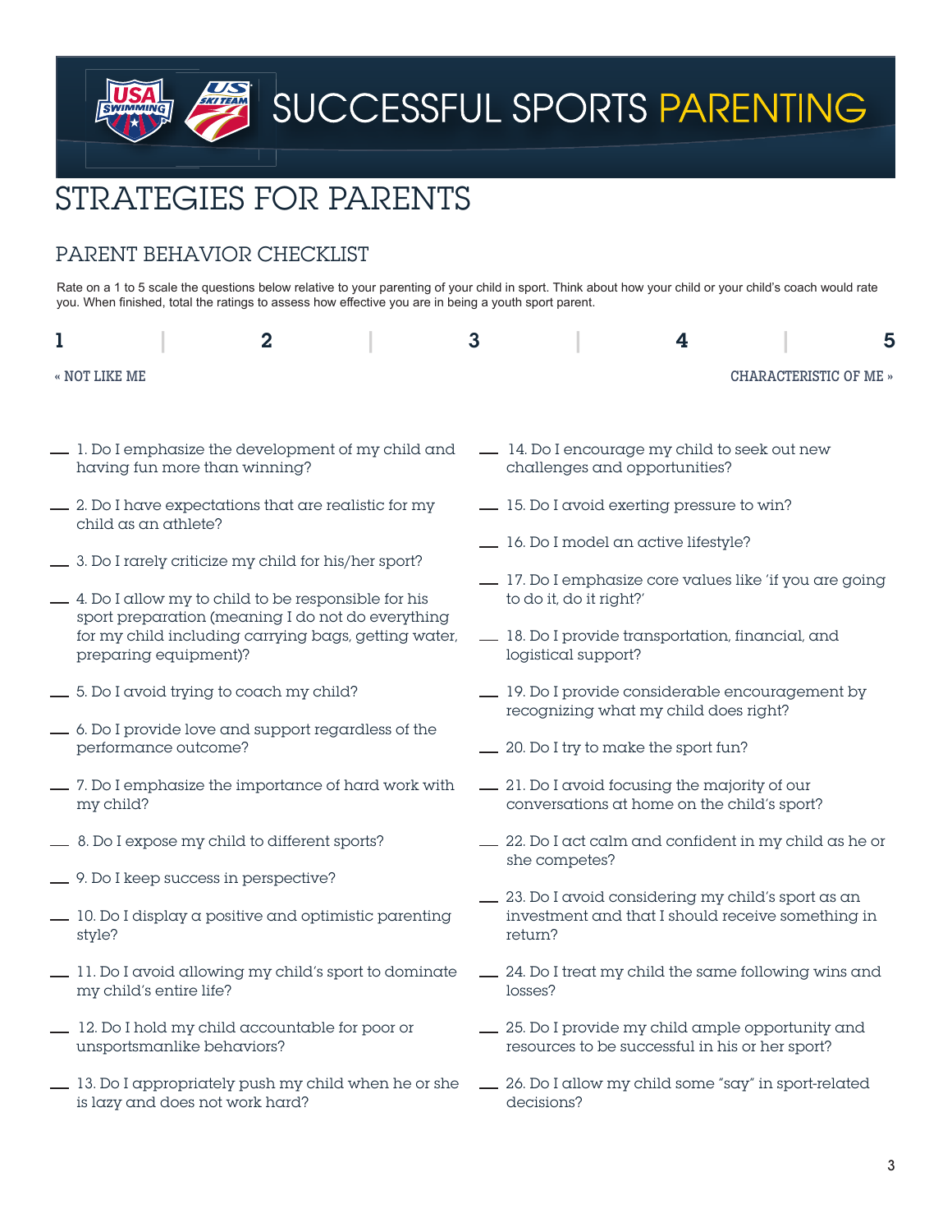# SUCCESSFUL SPORTS PARENTING

# STRATEGIES FOR PARENTS

## PARENT BEHAVIOR CHECKLIST

Rate on a 1 to 5 scale the questions below relative to your parenting of your child in sport. Think about how your child or your child's coach would rate you. When finished, total the ratings to assess how effective you are in being a youth sport parent.

| 1 | 2 | 3 | 4 | 5 |
|---|---|---|---|---|
| « NOT LIKE ME | | | | CHARACTERISTIC OF ME » |

__ 1. Do I emphasize the development of my child and having fun more than winning?

__ 2. Do I have expectations that are realistic for my child as an athlete?

__ 3. Do I rarely criticize my child for his/her sport?

__ 4. Do I allow my to child to be responsible for his sport preparation (meaning I do not do everything for my child including carrying bags, getting water, preparing equipment)?

__ 5. Do I avoid trying to coach my child?

__ 6. Do I provide love and support regardless of the performance outcome?

__ 7. Do I emphasize the importance of hard work with my child?

__ 8. Do I expose my child to different sports?

__ 9. Do I keep success in perspective?

__ 10. Do I display a positive and optimistic parenting style?

__ 11. Do I avoid allowing my child's sport to dominate my child's entire life?

__ 12. Do I hold my child accountable for poor or unsportsmanlike behaviors?

__ 13. Do I appropriately push my child when he or she is lazy and does not work hard?

__ 14. Do I encourage my child to seek out new challenges and opportunities?

__ 15. Do I avoid exerting pressure to win?

__ 16. Do I model an active lifestyle?

__ 17. Do I emphasize core values like 'if you are going to do it, do it right?'

__ 18. Do I provide transportation, financial, and logistical support?

__ 19. Do I provide considerable encouragement by recognizing what my child does right?

__ 20. Do I try to make the sport fun?

__ 21. Do I avoid focusing the majority of our conversations at home on the child's sport?

__ 22. Do I act calm and confident in my child as he or she competes?

__ 23. Do I avoid considering my child's sport as an investment and that I should receive something in return?

__ 24. Do I treat my child the same following wins and losses?

__ 25. Do I provide my child ample opportunity and resources to be successful in his or her sport?

__ 26. Do I allow my child some "say" in sport-related decisions?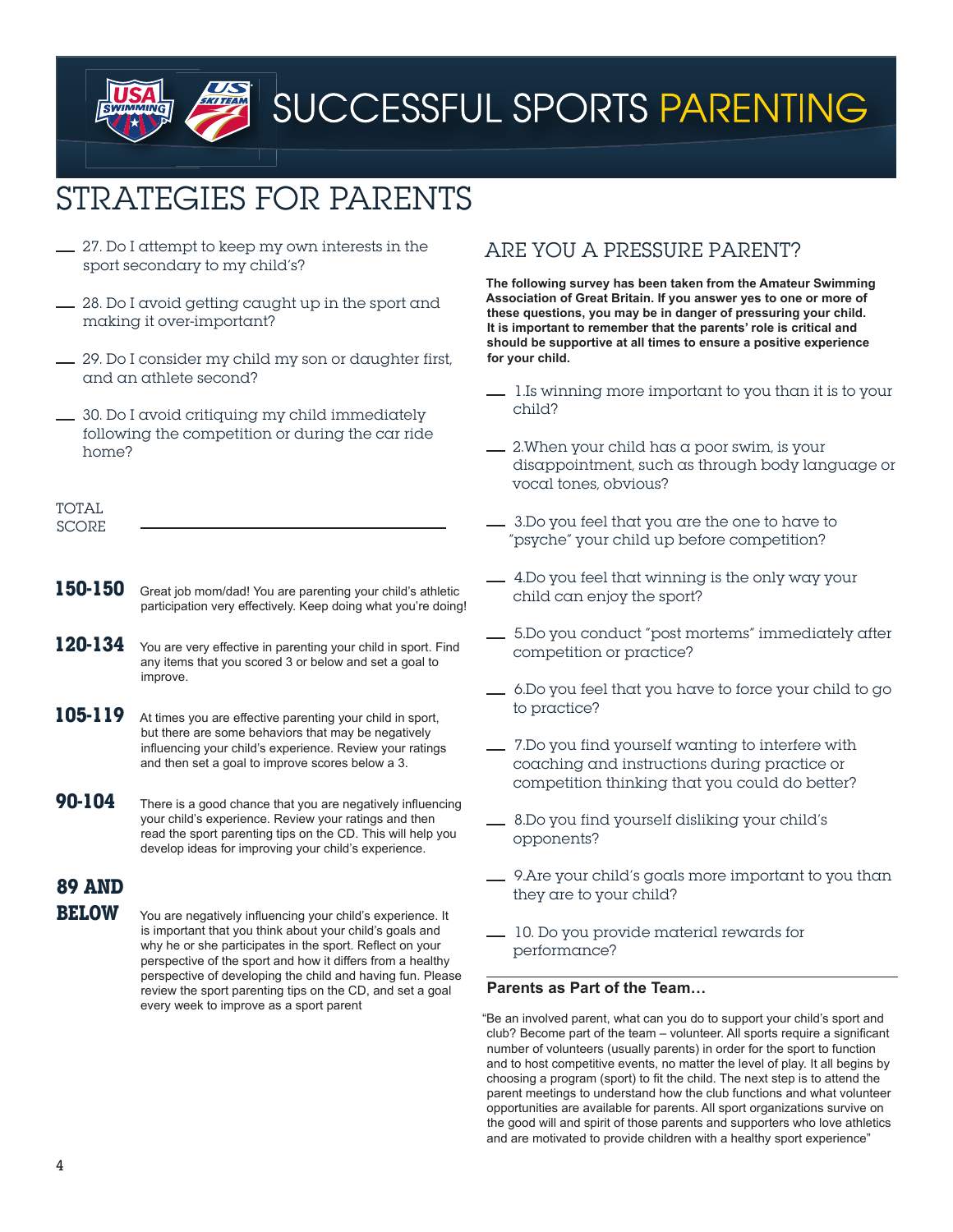# SUCCESSFUL SPORTS PARENTING

# STRATEGIES FOR PARENTS

__ 27. Do I attempt to keep my own interests in the sport secondary to my child's?

__ 28. Do I avoid getting caught up in the sport and making it over-important?

__ 29. Do I consider my child my son or daughter first, and an athlete second?

__ 30. Do I avoid critiquing my child immediately following the competition or during the car ride home?

TOTAL SCORE ______________________________

**150-150** Great job mom/dad! You are parenting your child's athletic participation very effectively. Keep doing what you're doing!

**120-134** You are very effective in parenting your child in sport. Find any items that you scored 3 or below and set a goal to improve.

**105-119** At times you are effective parenting your child in sport, but there are some behaviors that may be negatively influencing your child's experience. Review your ratings and then set a goal to improve scores below a 3.

**90-104** There is a good chance that you are negatively influencing your child's experience. Review your ratings and then read the sport parenting tips on the CD. This will help you develop ideas for improving your child's experience.

**89 AND BELOW** You are negatively influencing your child's experience. It is important that you think about your child's goals and why he or she participates in the sport. Reflect on your perspective of the sport and how it differs from a healthy perspective of developing the child and having fun. Please review the sport parenting tips on the CD, and set a goal every week to improve as a sport parent

## ARE YOU A PRESSURE PARENT?

**The following survey has been taken from the Amateur Swimming Association of Great Britain. If you answer yes to one or more of these questions, you may be in danger of pressuring your child. It is important to remember that the parents' role is critical and should be supportive at all times to ensure a positive experience for your child.**

__ 1.Is winning more important to you than it is to your child?

__ 2.When your child has a poor swim, is your disappointment, such as through body language or vocal tones, obvious?

__ 3.Do you feel that you are the one to have to "psyche" your child up before competition?

__ 4.Do you feel that winning is the only way your child can enjoy the sport?

__ 5.Do you conduct "post mortems" immediately after competition or practice?

__ 6.Do you feel that you have to force your child to go to practice?

__ 7.Do you find yourself wanting to interfere with coaching and instructions during practice or competition thinking that you could do better?

__ 8.Do you find yourself disliking your child's opponents?

__ 9.Are your child's goals more important to you than they are to your child?

__ 10. Do you provide material rewards for performance?

### Parents as Part of the Team…

"Be an involved parent, what can you do to support your child's sport and club? Become part of the team – volunteer. All sports require a significant number of volunteers (usually parents) in order for the sport to function and to host competitive events, no matter the level of play. It all begins by choosing a program (sport) to fit the child. The next step is to attend the parent meetings to understand how the club functions and what volunteer opportunities are available for parents. All sport organizations survive on the good will and spirit of those parents and supporters who love athletics and are motivated to provide children with a healthy sport experience"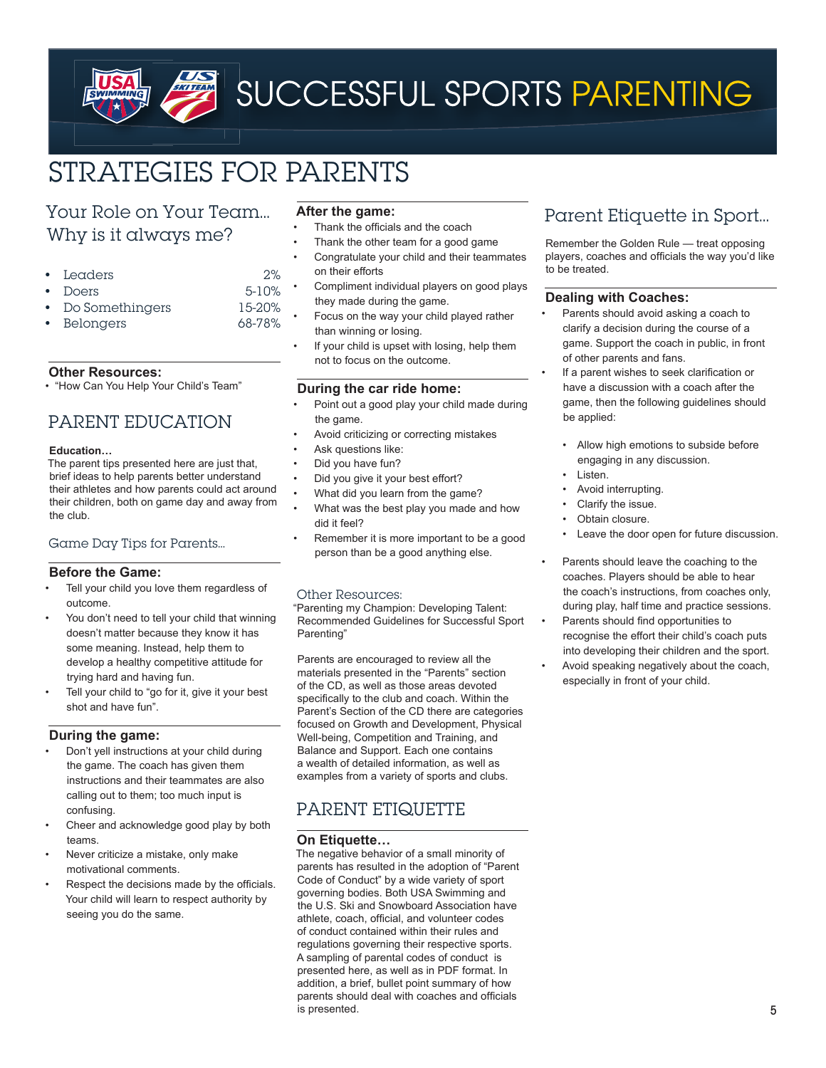# SUCCESSFUL SPORTS PARENTING

# STRATEGIES FOR PARENTS

## Your Role on Your Team... Why is it always me?

| | |
|---|---|
| • Leaders | 2% |
| • Doers | 5-10% |
| • Do Somethingers | 15-20% |
| • Belongers | 68-78% |

### Other Resources:

- "How Can You Help Your Child's Team"

## PARENT EDUCATION

### Education…

The parent tips presented here are just that, brief ideas to help parents better understand their athletes and how parents could act around their children, both on game day and away from the club.

### Game Day Tips for Parents...

#### Before the Game:

- Tell your child you love them regardless of outcome.
- You don't need to tell your child that winning doesn't matter because they know it has some meaning. Instead, help them to develop a healthy competitive attitude for trying hard and having fun.
- Tell your child to "go for it, give it your best shot and have fun".

#### During the game:

- Don't yell instructions at your child during the game. The coach has given them instructions and their teammates are also calling out to them; too much input is confusing.
- Cheer and acknowledge good play by both teams.
- Never criticize a mistake, only make motivational comments.
- Respect the decisions made by the officials. Your child will learn to respect authority by seeing you do the same.

#### After the game:

- Thank the officials and the coach
- Thank the other team for a good game
- Congratulate your child and their teammates on their efforts
- Compliment individual players on good plays they made during the game.
- Focus on the way your child played rather than winning or losing.
- If your child is upset with losing, help them not to focus on the outcome.

#### During the car ride home:

- Point out a good play your child made during the game.
- Avoid criticizing or correcting mistakes
- Ask questions like:
- Did you have fun?
- Did you give it your best effort?
- What did you learn from the game?
- What was the best play you made and how did it feel?
- Remember it is more important to be a good person than be a good anything else.

### Other Resources:

"Parenting my Champion: Developing Talent: Recommended Guidelines for Successful Sport Parenting"

Parents are encouraged to review all the materials presented in the "Parents" section of the CD, as well as those areas devoted specifically to the club and coach. Within the Parent's Section of the CD there are categories focused on Growth and Development, Physical Well-being, Competition and Training, and Balance and Support. Each one contains a wealth of detailed information, as well as examples from a variety of sports and clubs.

## PARENT ETIQUETTE

### On Etiquette…

The negative behavior of a small minority of parents has resulted in the adoption of "Parent Code of Conduct" by a wide variety of sport governing bodies. Both USA Swimming and the U.S. Ski and Snowboard Association have athlete, coach, official, and volunteer codes of conduct contained within their rules and regulations governing their respective sports. A sampling of parental codes of conduct is presented here, as well as in PDF format. In addition, a brief, bullet point summary of how parents should deal with coaches and officials is presented.

### Parent Etiquette in Sport...

Remember the Golden Rule — treat opposing players, coaches and officials the way you'd like to be treated.

#### Dealing with Coaches:

- Parents should avoid asking a coach to clarify a decision during the course of a game. Support the coach in public, in front of other parents and fans.
- If a parent wishes to seek clarification or have a discussion with a coach after the game, then the following guidelines should be applied:
  - Allow high emotions to subside before engaging in any discussion.
  - Listen.
  - Avoid interrupting.
  - Clarify the issue.
  - Obtain closure.
  - Leave the door open for future discussion.
- Parents should leave the coaching to the coaches. Players should be able to hear the coach's instructions, from coaches only, during play, half time and practice sessions.
- Parents should find opportunities to recognise the effort their child's coach puts into developing their children and the sport.
- Avoid speaking negatively about the coach, especially in front of your child.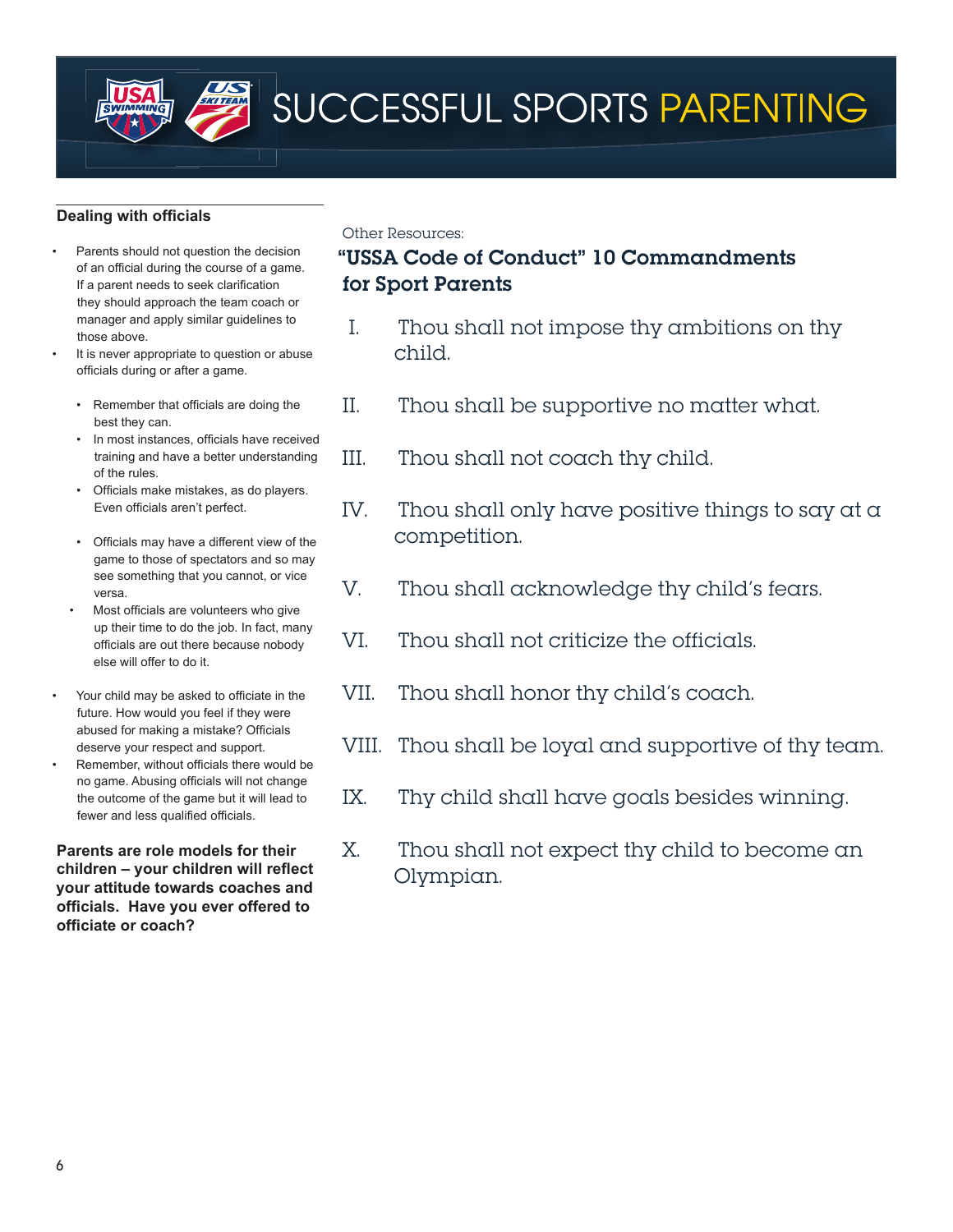# SUCCESSFUL SPORTS PARENTING

## Dealing with officials

- Parents should not question the decision of an official during the course of a game. If a parent needs to seek clarification they should approach the team coach or manager and apply similar guidelines to those above.
- It is never appropriate to question or abuse officials during or after a game.
  - Remember that officials are doing the best they can.
  - In most instances, officials have received training and have a better understanding of the rules.
  - Officials make mistakes, as do players. Even officials aren't perfect.
  - Officials may have a different view of the game to those of spectators and so may see something that you cannot, or vice versa.
  - Most officials are volunteers who give up their time to do the job. In fact, many officials are out there because nobody else will offer to do it.
- Your child may be asked to officiate in the future. How would you feel if they were abused for making a mistake? Officials deserve your respect and support.
- Remember, without officials there would be no game. Abusing officials will not change the outcome of the game but it will lead to fewer and less qualified officials.

**Parents are role models for their children – your children will reflect your attitude towards coaches and officials. Have you ever offered to officiate or coach?**

Other Resources:

## "USSA Code of Conduct" 10 Commandments for Sport Parents

I. Thou shall not impose thy ambitions on thy child.

II. Thou shall be supportive no matter what.

III. Thou shall not coach thy child.

IV. Thou shall only have positive things to say at a competition.

V. Thou shall acknowledge thy child's fears.

VI. Thou shall not criticize the officials.

VII. Thou shall honor thy child's coach.

VIII. Thou shall be loyal and supportive of thy team.

IX. Thy child shall have goals besides winning.

X. Thou shall not expect thy child to become an Olympian.